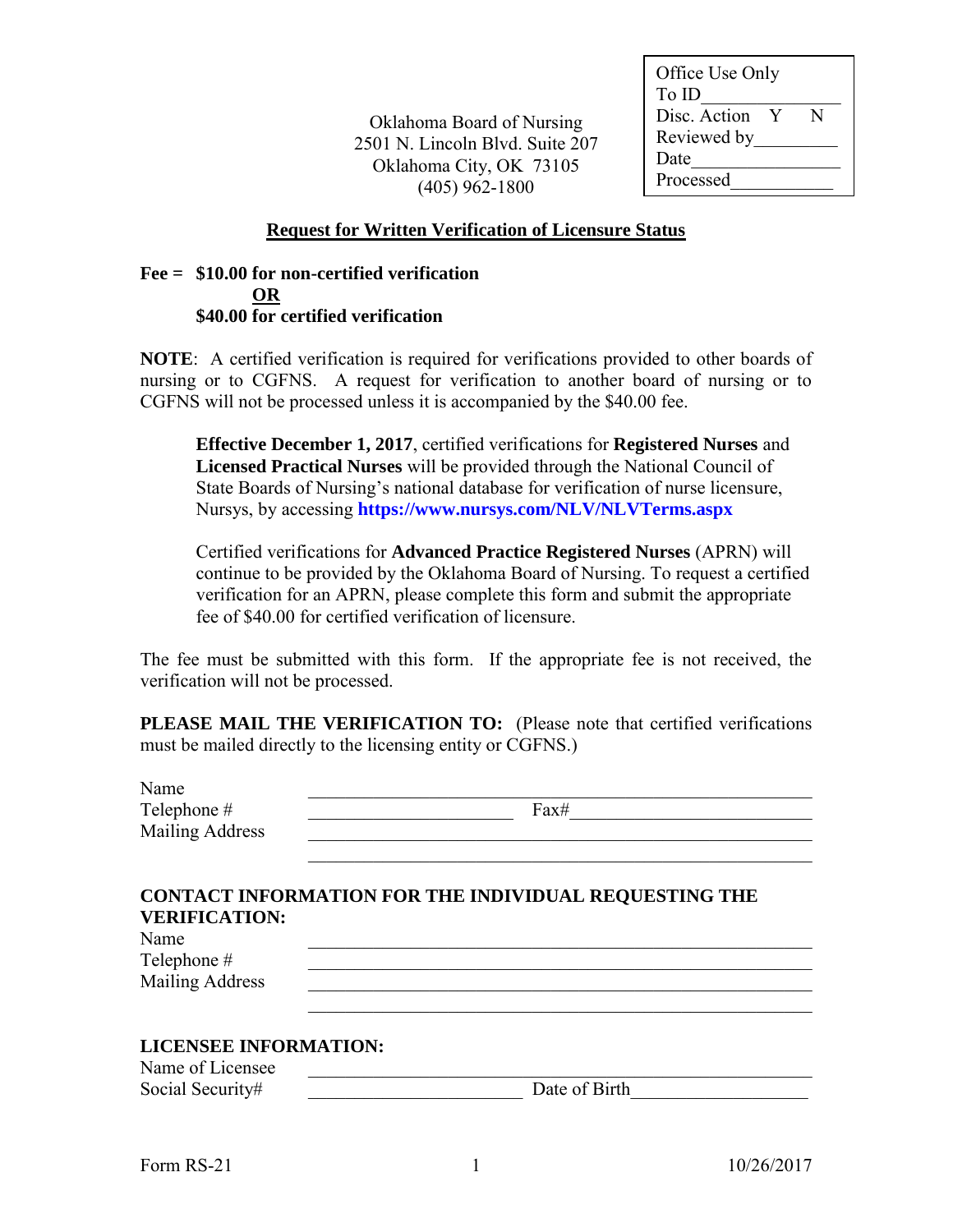Office Use Only
To ID\_\_\_\_\_\_\_\_\_\_\_\_\_\_
Disc. Action Y N
Reviewed by\_\_\_\_\_\_\_\_
Date\_\_\_\_\_\_\_\_\_\_\_\_\_\_\_
Processed\_\_\_\_\_\_\_\_\_\_

Oklahoma Board of Nursing
2501 N. Lincoln Blvd. Suite 207
Oklahoma City, OK 73105
(405) 962-1800

## Request for Written Verification of Licensure Status

**Fee = $10.00 for non-certified verification**
**OR**
**$40.00 for certified verification**

**NOTE**: A certified verification is required for verifications provided to other boards of nursing or to CGFNS. A request for verification to another board of nursing or to CGFNS will not be processed unless it is accompanied by the $40.00 fee.

> **Effective December 1, 2017**, certified verifications for **Registered Nurses** and **Licensed Practical Nurses** will be provided through the National Council of State Boards of Nursing's national database for verification of nurse licensure, Nursys, by accessing **https://www.nursys.com/NLV/NLVTerms.aspx**
>
> Certified verifications for **Advanced Practice Registered Nurses** (APRN) will continue to be provided by the Oklahoma Board of Nursing. To request a certified verification for an APRN, please complete this form and submit the appropriate fee of $40.00 for certified verification of licensure.

The fee must be submitted with this form. If the appropriate fee is not received, the verification will not be processed.

**PLEASE MAIL THE VERIFICATION TO:** (Please note that certified verifications must be mailed directly to the licensing entity or CGFNS.)

Name \_\_\_\_\_\_\_\_\_\_\_\_\_\_\_\_\_\_\_\_\_\_\_\_\_\_\_\_\_\_\_\_\_\_\_\_\_\_\_\_\_\_\_\_
Telephone # \_\_\_\_\_\_\_\_\_\_\_\_\_\_\_\_\_\_\_\_ Fax#\_\_\_\_\_\_\_\_\_\_\_\_\_\_\_\_\_\_\_\_
Mailing Address \_\_\_\_\_\_\_\_\_\_\_\_\_\_\_\_\_\_\_\_\_\_\_\_\_\_\_\_\_\_\_\_\_\_\_\_\_\_\_\_\_\_\_\_
\_\_\_\_\_\_\_\_\_\_\_\_\_\_\_\_\_\_\_\_\_\_\_\_\_\_\_\_\_\_\_\_\_\_\_\_\_\_\_\_\_\_\_\_

**CONTACT INFORMATION FOR THE INDIVIDUAL REQUESTING THE VERIFICATION:**

Name \_\_\_\_\_\_\_\_\_\_\_\_\_\_\_\_\_\_\_\_\_\_\_\_\_\_\_\_\_\_\_\_\_\_\_\_\_\_\_\_\_\_\_\_
Telephone # \_\_\_\_\_\_\_\_\_\_\_\_\_\_\_\_\_\_\_\_\_\_\_\_\_\_\_\_\_\_\_\_\_\_\_\_\_\_\_\_\_\_\_\_
Mailing Address \_\_\_\_\_\_\_\_\_\_\_\_\_\_\_\_\_\_\_\_\_\_\_\_\_\_\_\_\_\_\_\_\_\_\_\_\_\_\_\_\_\_\_\_
\_\_\_\_\_\_\_\_\_\_\_\_\_\_\_\_\_\_\_\_\_\_\_\_\_\_\_\_\_\_\_\_\_\_\_\_\_\_\_\_\_\_\_\_

**LICENSEE INFORMATION:**

Name of Licensee \_\_\_\_\_\_\_\_\_\_\_\_\_\_\_\_\_\_\_\_\_\_\_\_\_\_\_\_\_\_\_\_\_\_\_\_\_\_\_\_\_\_\_\_
Social Security# \_\_\_\_\_\_\_\_\_\_\_\_\_\_\_\_\_\_\_\_ Date of Birth\_\_\_\_\_\_\_\_\_\_\_\_\_\_\_\_\_\_

Form RS-21 10/26/2017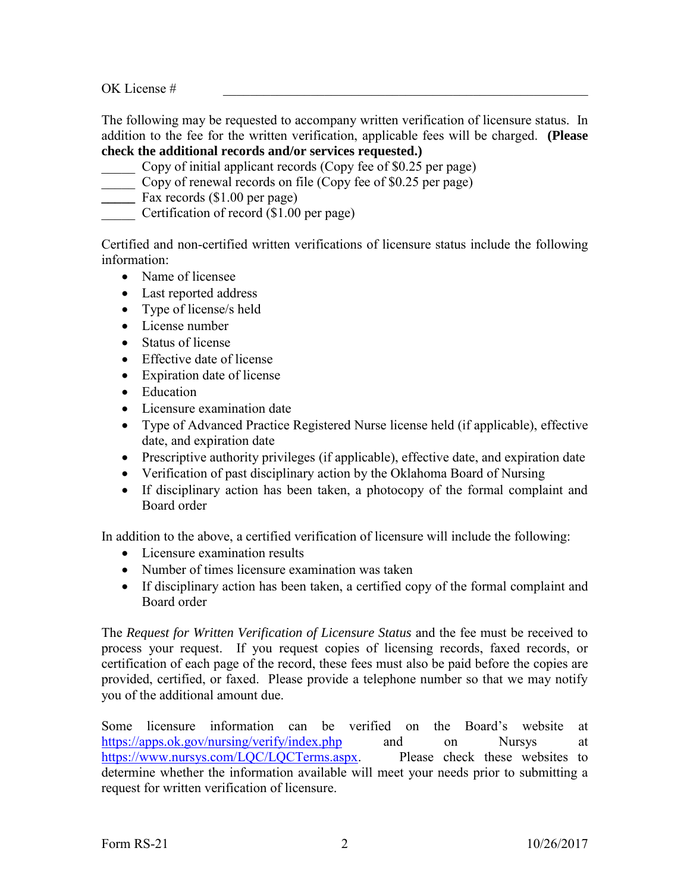OK License # ___________________________________________________

The following may be requested to accompany written verification of licensure status. In addition to the fee for the written verification, applicable fees will be charged. **(Please check the additional records and/or services requested.)**

_____ Copy of initial applicant records (Copy fee of $0.25 per page)
_____ Copy of renewal records on file (Copy fee of $0.25 per page)
_____ Fax records ($1.00 per page)
_____ Certification of record ($1.00 per page)

Certified and non-certified written verifications of licensure status include the following information:

- Name of licensee
- Last reported address
- Type of license/s held
- License number
- Status of license
- Effective date of license
- Expiration date of license
- Education
- Licensure examination date
- Type of Advanced Practice Registered Nurse license held (if applicable), effective date, and expiration date
- Prescriptive authority privileges (if applicable), effective date, and expiration date
- Verification of past disciplinary action by the Oklahoma Board of Nursing
- If disciplinary action has been taken, a photocopy of the formal complaint and Board order

In addition to the above, a certified verification of licensure will include the following:

- Licensure examination results
- Number of times licensure examination was taken
- If disciplinary action has been taken, a certified copy of the formal complaint and Board order

The *Request for Written Verification of Licensure Status* and the fee must be received to process your request. If you request copies of licensing records, faxed records, or certification of each page of the record, these fees must also be paid before the copies are provided, certified, or faxed. Please provide a telephone number so that we may notify you of the additional amount due.

Some licensure information can be verified on the Board's website at https://apps.ok.gov/nursing/verify/index.php and on Nursys at https://www.nursys.com/LQC/LQCTerms.aspx. Please check these websites to determine whether the information available will meet your needs prior to submitting a request for written verification of licensure.

Form RS-21 10/26/2017